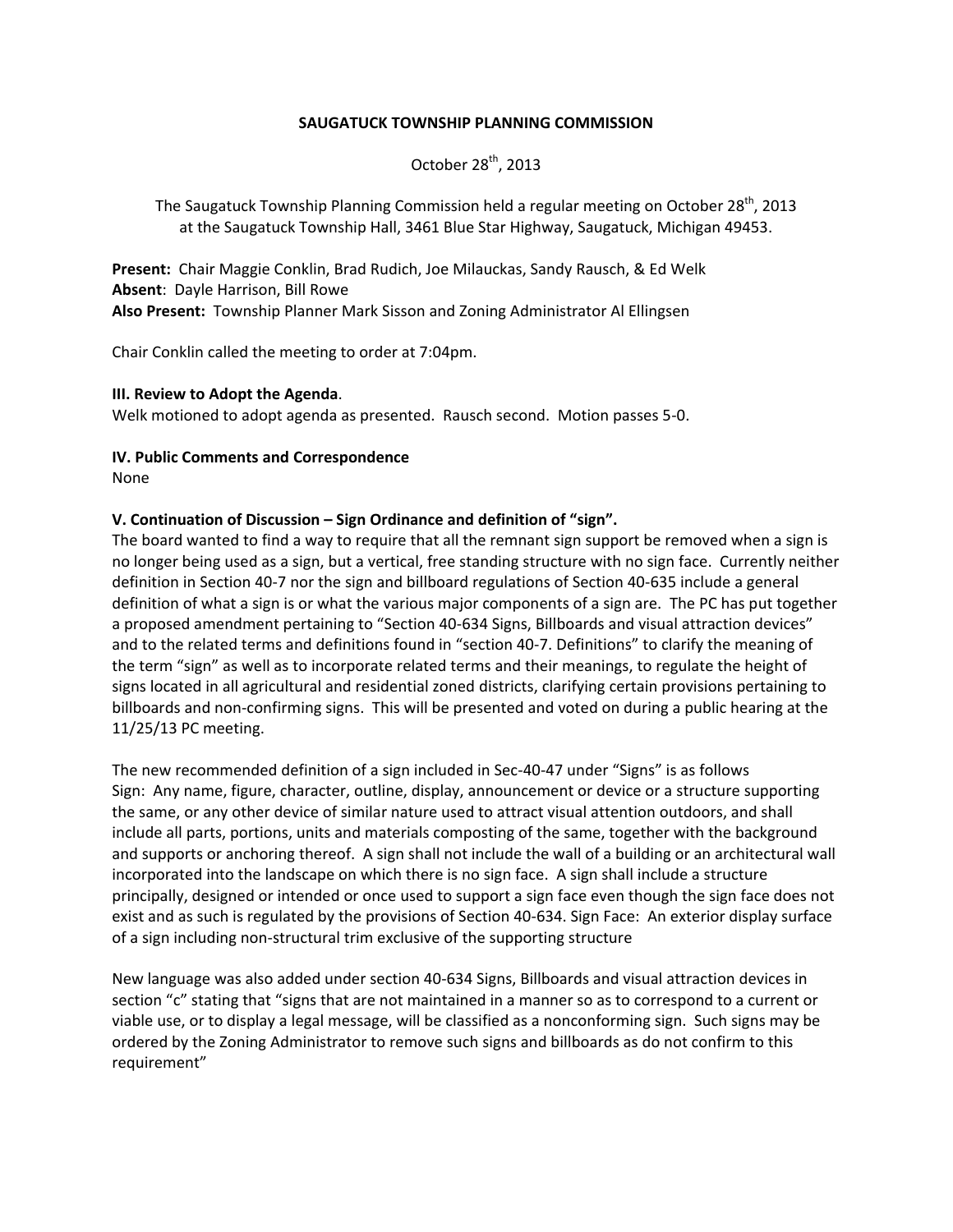**SAUGATUCK TOWNSHIP PLANNING COMMISSION**

October 28th, 2013

The Saugatuck Township Planning Commission held a regular meeting on October 28th, 2013 at the Saugatuck Township Hall, 3461 Blue Star Highway, Saugatuck, Michigan 49453.

**Present:** Chair Maggie Conklin, Brad Rudich, Joe Milauckas, Sandy Rausch, & Ed Welk
**Absent**: Dayle Harrison, Bill Rowe
**Also Present:** Township Planner Mark Sisson and Zoning Administrator Al Ellingsen

Chair Conklin called the meeting to order at 7:04pm.

**III. Review to Adopt the Agenda**.
Welk motioned to adopt agenda as presented. Rausch second. Motion passes 5-0.

**IV. Public Comments and Correspondence**
None

**V. Continuation of Discussion – Sign Ordinance and definition of "sign".**
The board wanted to find a way to require that all the remnant sign support be removed when a sign is no longer being used as a sign, but a vertical, free standing structure with no sign face. Currently neither definition in Section 40-7 nor the sign and billboard regulations of Section 40-635 include a general definition of what a sign is or what the various major components of a sign are. The PC has put together a proposed amendment pertaining to "Section 40-634 Signs, Billboards and visual attraction devices" and to the related terms and definitions found in "section 40-7. Definitions" to clarify the meaning of the term "sign" as well as to incorporate related terms and their meanings, to regulate the height of signs located in all agricultural and residential zoned districts, clarifying certain provisions pertaining to billboards and non-confirming signs. This will be presented and voted on during a public hearing at the 11/25/13 PC meeting.

The new recommended definition of a sign included in Sec-40-47 under "Signs" is as follows
Sign: Any name, figure, character, outline, display, announcement or device or a structure supporting the same, or any other device of similar nature used to attract visual attention outdoors, and shall include all parts, portions, units and materials composting of the same, together with the background and supports or anchoring thereof. A sign shall not include the wall of a building or an architectural wall incorporated into the landscape on which there is no sign face. A sign shall include a structure principally, designed or intended or once used to support a sign face even though the sign face does not exist and as such is regulated by the provisions of Section 40-634. Sign Face: An exterior display surface of a sign including non-structural trim exclusive of the supporting structure

New language was also added under section 40-634 Signs, Billboards and visual attraction devices in section "c" stating that "signs that are not maintained in a manner so as to correspond to a current or viable use, or to display a legal message, will be classified as a nonconforming sign. Such signs may be ordered by the Zoning Administrator to remove such signs and billboards as do not confirm to this requirement"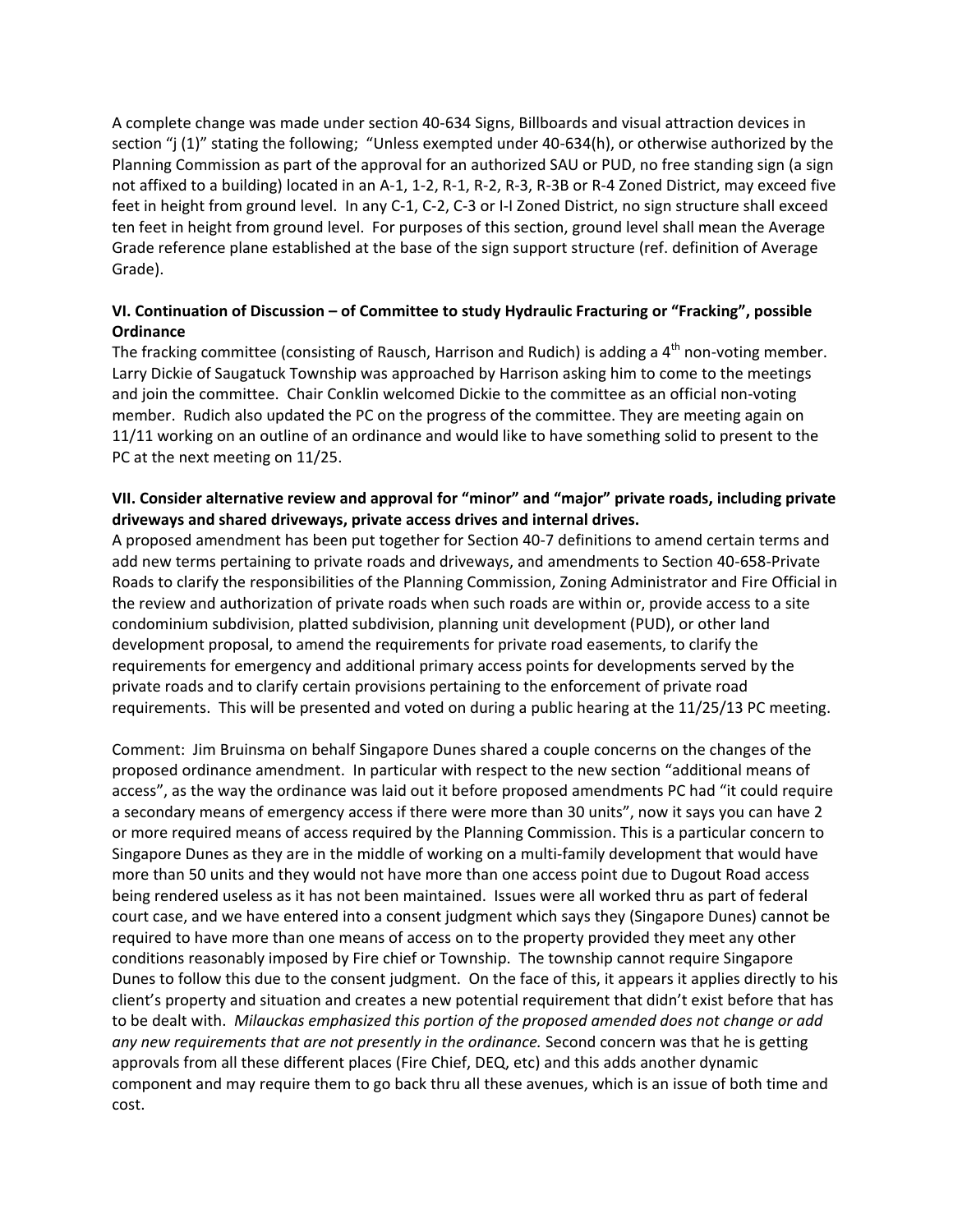A complete change was made under section 40-634 Signs, Billboards and visual attraction devices in section "j (1)" stating the following; "Unless exempted under 40-634(h), or otherwise authorized by the Planning Commission as part of the approval for an authorized SAU or PUD, no free standing sign (a sign not affixed to a building) located in an A-1, 1-2, R-1, R-2, R-3, R-3B or R-4 Zoned District, may exceed five feet in height from ground level. In any C-1, C-2, C-3 or I-I Zoned District, no sign structure shall exceed ten feet in height from ground level. For purposes of this section, ground level shall mean the Average Grade reference plane established at the base of the sign support structure (ref. definition of Average Grade).

**VI. Continuation of Discussion – of Committee to study Hydraulic Fracturing or "Fracking", possible Ordinance**

The fracking committee (consisting of Rausch, Harrison and Rudich) is adding a 4th non-voting member. Larry Dickie of Saugatuck Township was approached by Harrison asking him to come to the meetings and join the committee. Chair Conklin welcomed Dickie to the committee as an official non-voting member. Rudich also updated the PC on the progress of the committee. They are meeting again on 11/11 working on an outline of an ordinance and would like to have something solid to present to the PC at the next meeting on 11/25.

**VII. Consider alternative review and approval for "minor" and "major" private roads, including private driveways and shared driveways, private access drives and internal drives.**

A proposed amendment has been put together for Section 40-7 definitions to amend certain terms and add new terms pertaining to private roads and driveways, and amendments to Section 40-658-Private Roads to clarify the responsibilities of the Planning Commission, Zoning Administrator and Fire Official in the review and authorization of private roads when such roads are within or, provide access to a site condominium subdivision, platted subdivision, planning unit development (PUD), or other land development proposal, to amend the requirements for private road easements, to clarify the requirements for emergency and additional primary access points for developments served by the private roads and to clarify certain provisions pertaining to the enforcement of private road requirements. This will be presented and voted on during a public hearing at the 11/25/13 PC meeting.

Comment: Jim Bruinsma on behalf Singapore Dunes shared a couple concerns on the changes of the proposed ordinance amendment. In particular with respect to the new section "additional means of access", as the way the ordinance was laid out it before proposed amendments PC had "it could require a secondary means of emergency access if there were more than 30 units", now it says you can have 2 or more required means of access required by the Planning Commission. This is a particular concern to Singapore Dunes as they are in the middle of working on a multi-family development that would have more than 50 units and they would not have more than one access point due to Dugout Road access being rendered useless as it has not been maintained. Issues were all worked thru as part of federal court case, and we have entered into a consent judgment which says they (Singapore Dunes) cannot be required to have more than one means of access on to the property provided they meet any other conditions reasonably imposed by Fire chief or Township. The township cannot require Singapore Dunes to follow this due to the consent judgment. On the face of this, it appears it applies directly to his client's property and situation and creates a new potential requirement that didn't exist before that has to be dealt with. *Milauckas emphasized this portion of the proposed amended does not change or add any new requirements that are not presently in the ordinance.* Second concern was that he is getting approvals from all these different places (Fire Chief, DEQ, etc) and this adds another dynamic component and may require them to go back thru all these avenues, which is an issue of both time and cost.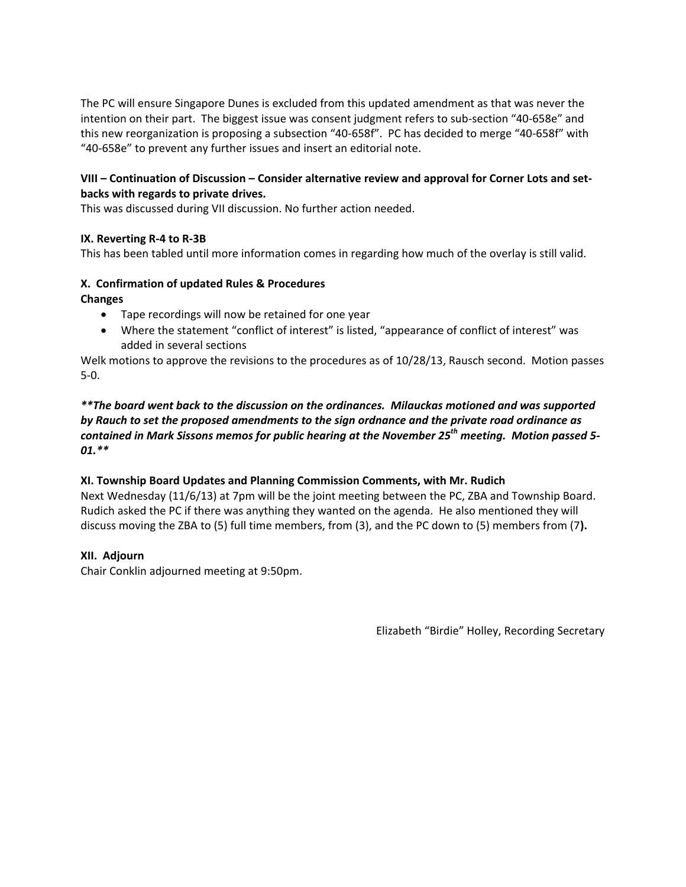The PC will ensure Singapore Dunes is excluded from this updated amendment as that was never the intention on their part. The biggest issue was consent judgment refers to sub-section "40-658e" and this new reorganization is proposing a subsection "40-658f". PC has decided to merge "40-658f" with "40-658e" to prevent any further issues and insert an editorial note.

**VIII – Continuation of Discussion – Consider alternative review and approval for Corner Lots and set-backs with regards to private drives.**
This was discussed during VII discussion. No further action needed.

**IX. Reverting R-4 to R-3B**
This has been tabled until more information comes in regarding how much of the overlay is still valid.

**X. Confirmation of updated Rules & Procedures**
**Changes**

- Tape recordings will now be retained for one year
- Where the statement "conflict of interest" is listed, "appearance of conflict of interest" was added in several sections

Welk motions to approve the revisions to the procedures as of 10/28/13, Rausch second. Motion passes 5-0.

***\*\*The board went back to the discussion on the ordinances. Milauckas motioned and was supported by Rauch to set the proposed amendments to the sign ordnance and the private road ordinance as contained in Mark Sissons memos for public hearing at the November 25th meeting. Motion passed 5-01.\*\****

**XI. Township Board Updates and Planning Commission Comments, with Mr. Rudich**
Next Wednesday (11/6/13) at 7pm will be the joint meeting between the PC, ZBA and Township Board. Rudich asked the PC if there was anything they wanted on the agenda. He also mentioned they will discuss moving the ZBA to (5) full time members, from (3), and the PC down to (5) members from (7**).**

**XII. Adjourn**
Chair Conklin adjourned meeting at 9:50pm.

Elizabeth "Birdie" Holley, Recording Secretary